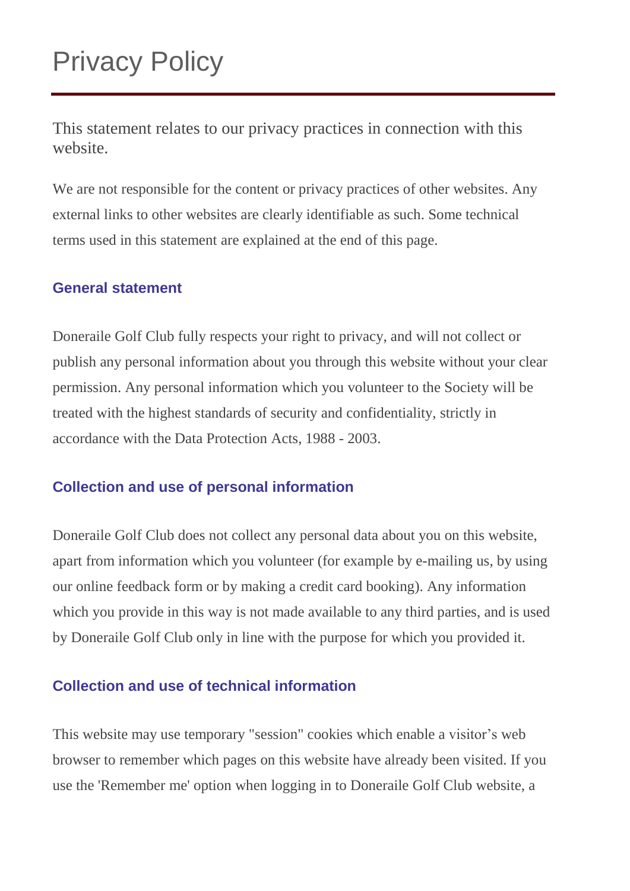# Privacy Policy

This statement relates to our privacy practices in connection with this website.

We are not responsible for the content or privacy practices of other websites. Any external links to other websites are clearly identifiable as such. Some technical terms used in this statement are explained at the end of this page.

### General statement

Doneraile Golf Club fully respects your right to privacy, and will not collect or publish any personal information about you through this website without your clear permission. Any personal information which you volunteer to the Society will be treated with the highest standards of security and confidentiality, strictly in accordance with the Data Protection Acts, 1988 - 2003.

### Collection and use of personal information

Doneraile Golf Club does not collect any personal data about you on this website, apart from information which you volunteer (for example by e-mailing us, by using our online feedback form or by making a credit card booking). Any information which you provide in this way is not made available to any third parties, and is used by Doneraile Golf Club only in line with the purpose for which you provided it.

### Collection and use of technical information

This website may use temporary "session" cookies which enable a visitor's web browser to remember which pages on this website have already been visited. If you use the 'Remember me' option when logging in to Doneraile Golf Club website, a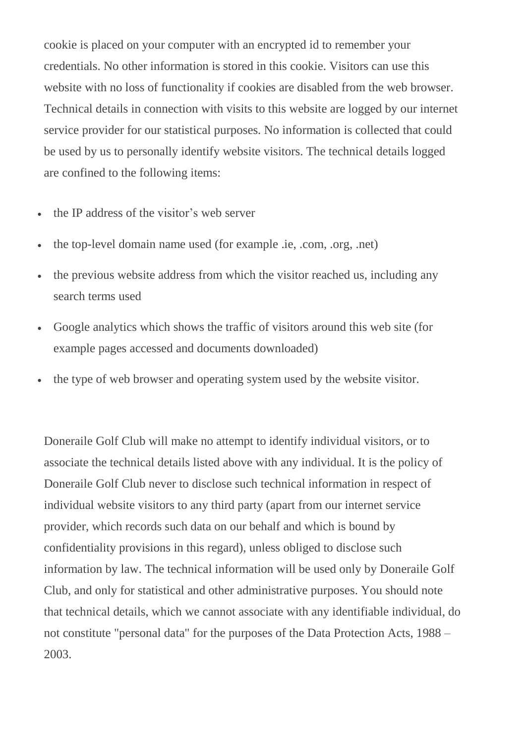cookie is placed on your computer with an encrypted id to remember your credentials. No other information is stored in this cookie. Visitors can use this website with no loss of functionality if cookies are disabled from the web browser. Technical details in connection with visits to this website are logged by our internet service provider for our statistical purposes. No information is collected that could be used by us to personally identify website visitors. The technical details logged are confined to the following items:

- the IP address of the visitor's web server
- the top-level domain name used (for example .ie, .com, .org, .net)
- the previous website address from which the visitor reached us, including any search terms used
- Google analytics which shows the traffic of visitors around this web site (for example pages accessed and documents downloaded)
- the type of web browser and operating system used by the website visitor.

Doneraile Golf Club will make no attempt to identify individual visitors, or to associate the technical details listed above with any individual. It is the policy of Doneraile Golf Club never to disclose such technical information in respect of individual website visitors to any third party (apart from our internet service provider, which records such data on our behalf and which is bound by confidentiality provisions in this regard), unless obliged to disclose such information by law. The technical information will be used only by Doneraile Golf Club, and only for statistical and other administrative purposes. You should note that technical details, which we cannot associate with any identifiable individual, do not constitute "personal data" for the purposes of the Data Protection Acts, 1988 – 2003.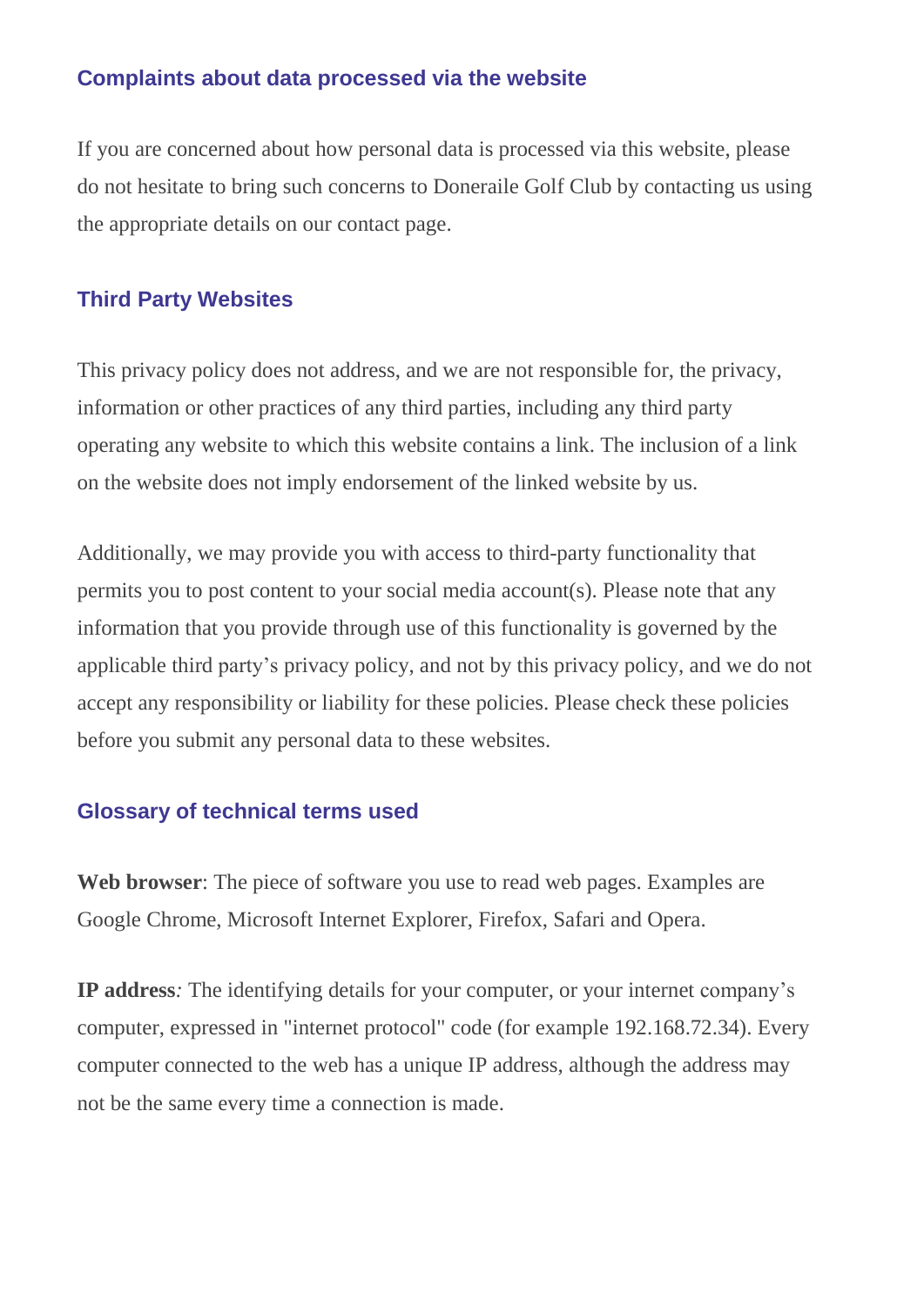## Complaints about data processed via the website

If you are concerned about how personal data is processed via this website, please do not hesitate to bring such concerns to Doneraile Golf Club by contacting us using the appropriate details on our contact page.

## Third Party Websites

This privacy policy does not address, and we are not responsible for, the privacy, information or other practices of any third parties, including any third party operating any website to which this website contains a link. The inclusion of a link on the website does not imply endorsement of the linked website by us.

Additionally, we may provide you with access to third-party functionality that permits you to post content to your social media account(s). Please note that any information that you provide through use of this functionality is governed by the applicable third party's privacy policy, and not by this privacy policy, and we do not accept any responsibility or liability for these policies. Please check these policies before you submit any personal data to these websites.

## Glossary of technical terms used

**Web browser**: The piece of software you use to read web pages. Examples are Google Chrome, Microsoft Internet Explorer, Firefox, Safari and Opera.

**IP address***:* The identifying details for your computer, or your internet company's computer, expressed in "internet protocol" code (for example 192.168.72.34). Every computer connected to the web has a unique IP address, although the address may not be the same every time a connection is made.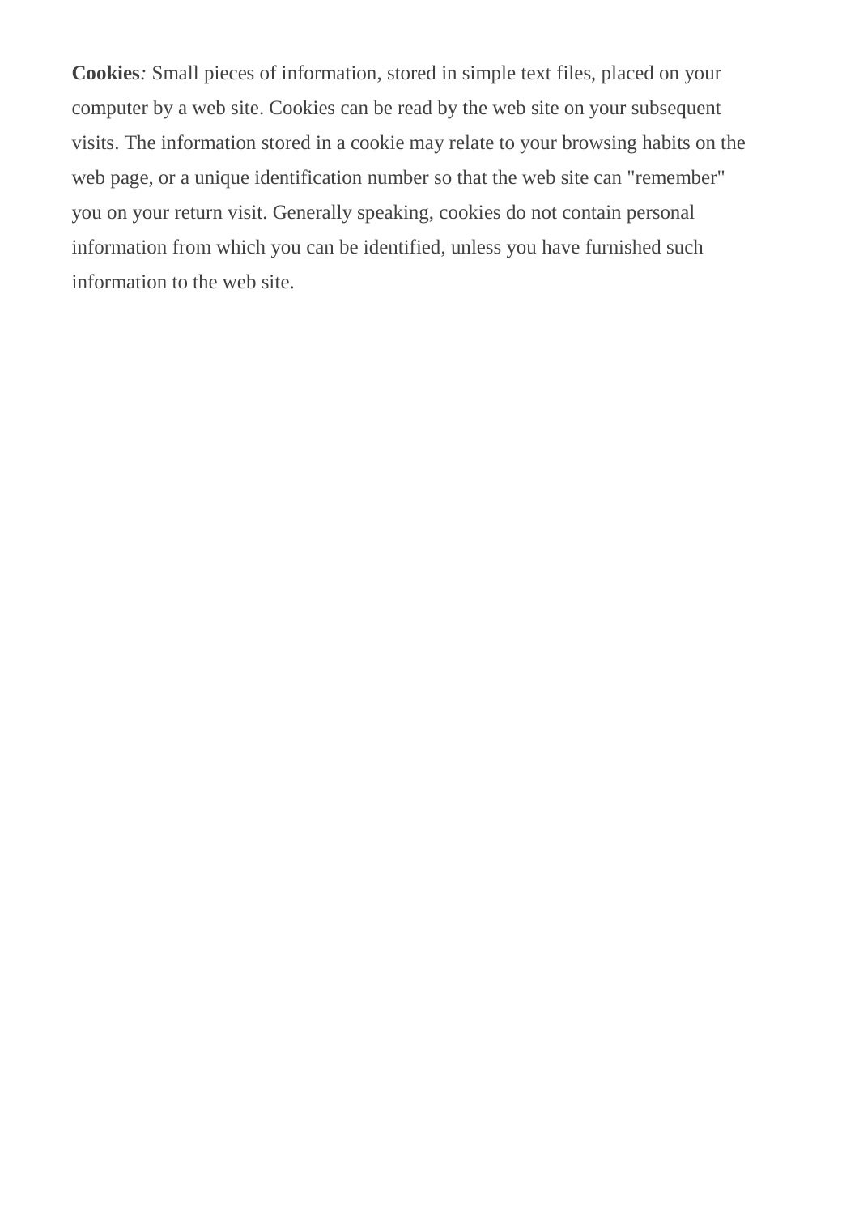**Cookies***:* Small pieces of information, stored in simple text files, placed on your computer by a web site. Cookies can be read by the web site on your subsequent visits. The information stored in a cookie may relate to your browsing habits on the web page, or a unique identification number so that the web site can "remember" you on your return visit. Generally speaking, cookies do not contain personal information from which you can be identified, unless you have furnished such information to the web site.